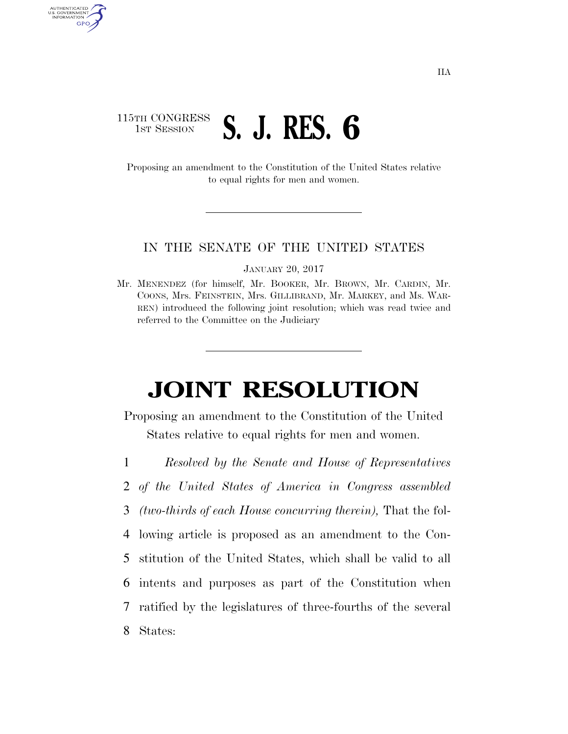IIA

115TH CONGRESS
1ST SESSION

# S. J. RES. 6

Proposing an amendment to the Constitution of the United States relative to equal rights for men and women.

---

IN THE SENATE OF THE UNITED STATES

JANUARY 20, 2017

Mr. MENENDEZ (for himself, Mr. BOOKER, Mr. BROWN, Mr. CARDIN, Mr. COONS, Mrs. FEINSTEIN, Mrs. GILLIBRAND, Mr. MARKEY, and Ms. WARREN) introduced the following joint resolution; which was read twice and referred to the Committee on the Judiciary

---

# JOINT RESOLUTION

Proposing an amendment to the Constitution of the United States relative to equal rights for men and women.

1 *Resolved by the Senate and House of Representatives*
2 *of the United States of America in Congress assembled*
3 *(two-thirds of each House concurring therein),* That the fol-
4 lowing article is proposed as an amendment to the Con-
5 stitution of the United States, which shall be valid to all
6 intents and purposes as part of the Constitution when
7 ratified by the legislatures of three-fourths of the several
8 States: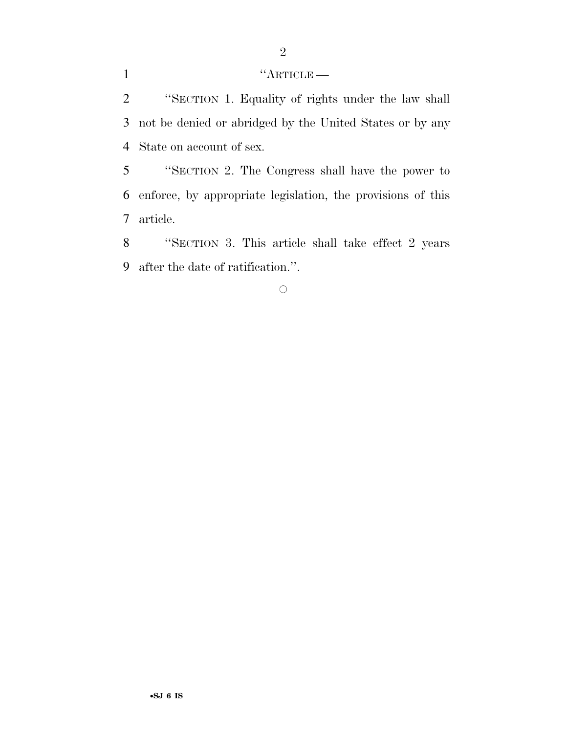"ARTICLE —

"SECTION 1. Equality of rights under the law shall not be denied or abridged by the United States or by any State on account of sex.

"SECTION 2. The Congress shall have the power to enforce, by appropriate legislation, the provisions of this article.

"SECTION 3. This article shall take effect 2 years after the date of ratification.".

○